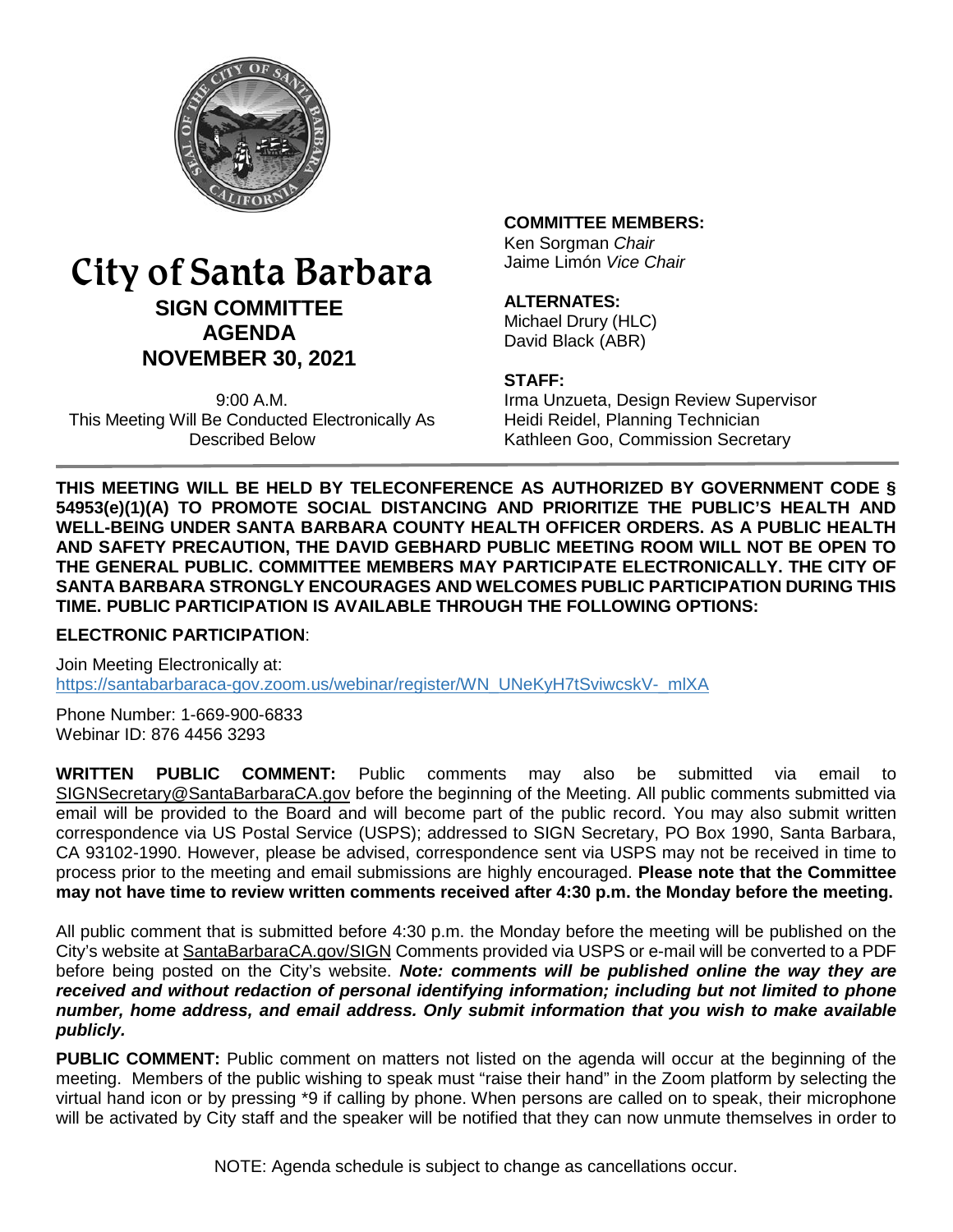# City of Santa Barbara

## SIGN COMMITTEE AGENDA

## NOVEMBER 30, 2021

9:00 A.M.
This Meeting Will Be Conducted Electronically As Described Below

**COMMITTEE MEMBERS:**
Ken Sorgman *Chair*
Jaime Limón *Vice Chair*

**ALTERNATES:**
Michael Drury (HLC)
David Black (ABR)

**STAFF:**
Irma Unzueta, Design Review Supervisor
Heidi Reidel, Planning Technician
Kathleen Goo, Commission Secretary

**THIS MEETING WILL BE HELD BY TELECONFERENCE AS AUTHORIZED BY GOVERNMENT CODE § 54953(e)(1)(A) TO PROMOTE SOCIAL DISTANCING AND PRIORITIZE THE PUBLIC'S HEALTH AND WELL-BEING UNDER SANTA BARBARA COUNTY HEALTH OFFICER ORDERS. AS A PUBLIC HEALTH AND SAFETY PRECAUTION, THE DAVID GEBHARD PUBLIC MEETING ROOM WILL NOT BE OPEN TO THE GENERAL PUBLIC. COMMITTEE MEMBERS MAY PARTICIPATE ELECTRONICALLY. THE CITY OF SANTA BARBARA STRONGLY ENCOURAGES AND WELCOMES PUBLIC PARTICIPATION DURING THIS TIME. PUBLIC PARTICIPATION IS AVAILABLE THROUGH THE FOLLOWING OPTIONS:**

**ELECTRONIC PARTICIPATION**:

Join Meeting Electronically at:
https://santabarbaraca-gov.zoom.us/webinar/register/WN_UNeKyH7tSviwcskV-_mlXA

Phone Number: 1-669-900-6833
Webinar ID: 876 4456 3293

**WRITTEN PUBLIC COMMENT:** Public comments may also be submitted via email to SIGNSecretary@SantaBarbaraCA.gov before the beginning of the Meeting. All public comments submitted via email will be provided to the Board and will become part of the public record. You may also submit written correspondence via US Postal Service (USPS); addressed to SIGN Secretary, PO Box 1990, Santa Barbara, CA 93102-1990. However, please be advised, correspondence sent via USPS may not be received in time to process prior to the meeting and email submissions are highly encouraged. **Please note that the Committee may not have time to review written comments received after 4:30 p.m. the Monday before the meeting.**

All public comment that is submitted before 4:30 p.m. the Monday before the meeting will be published on the City's website at SantaBarbaraCA.gov/SIGN Comments provided via USPS or e-mail will be converted to a PDF before being posted on the City's website. ***Note: comments will be published online the way they are received and without redaction of personal identifying information; including but not limited to phone number, home address, and email address. Only submit information that you wish to make available publicly.***

**PUBLIC COMMENT:** Public comment on matters not listed on the agenda will occur at the beginning of the meeting. Members of the public wishing to speak must "raise their hand" in the Zoom platform by selecting the virtual hand icon or by pressing *9 if calling by phone. When persons are called on to speak, their microphone will be activated by City staff and the speaker will be notified that they can now unmute themselves in order to

NOTE: Agenda schedule is subject to change as cancellations occur.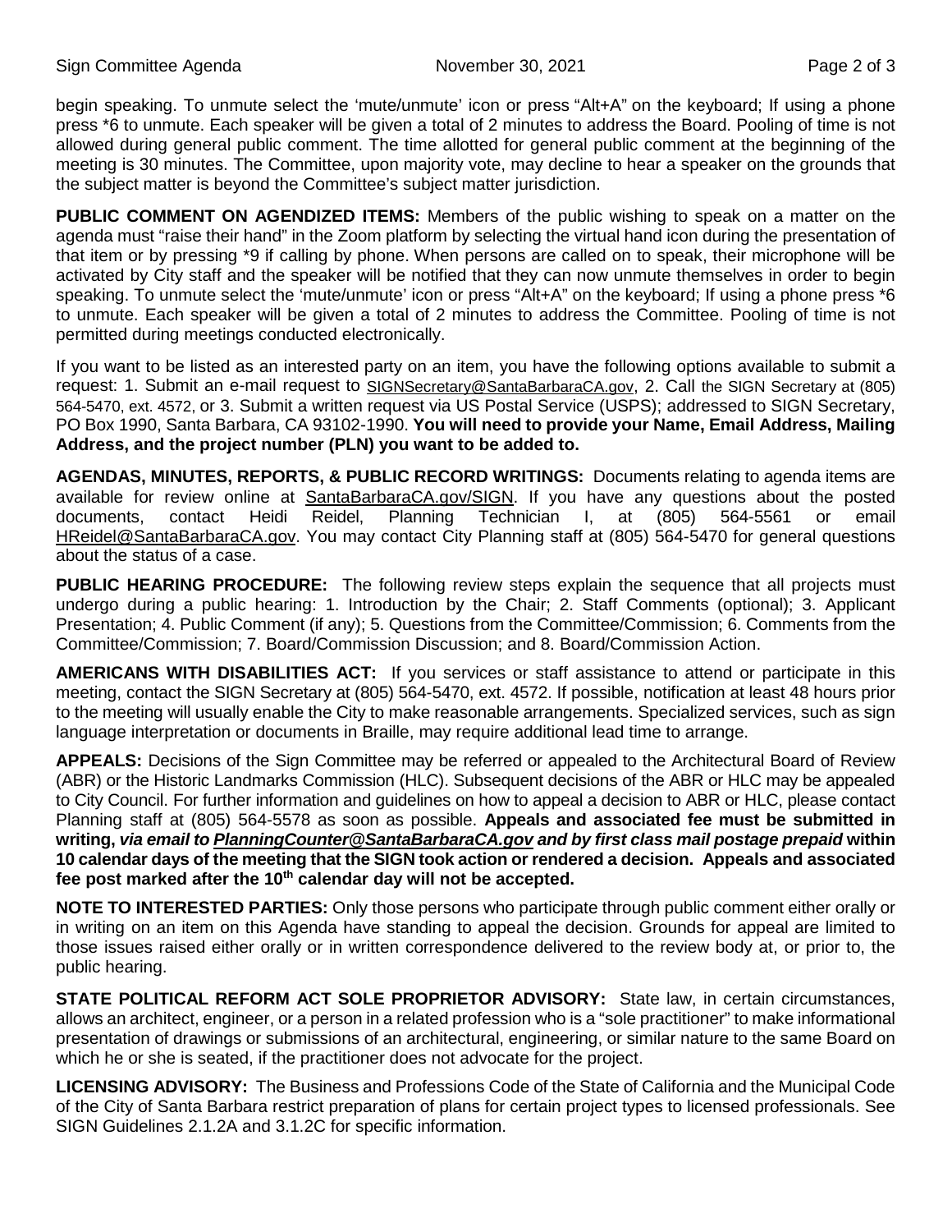begin speaking. To unmute select the 'mute/unmute' icon or press "Alt+A" on the keyboard; If using a phone press *6 to unmute. Each speaker will be given a total of 2 minutes to address the Board. Pooling of time is not allowed during general public comment. The time allotted for general public comment at the beginning of the meeting is 30 minutes. The Committee, upon majority vote, may decline to hear a speaker on the grounds that the subject matter is beyond the Committee's subject matter jurisdiction.

**PUBLIC COMMENT ON AGENDIZED ITEMS:** Members of the public wishing to speak on a matter on the agenda must "raise their hand" in the Zoom platform by selecting the virtual hand icon during the presentation of that item or by pressing *9 if calling by phone. When persons are called on to speak, their microphone will be activated by City staff and the speaker will be notified that they can now unmute themselves in order to begin speaking. To unmute select the 'mute/unmute' icon or press "Alt+A" on the keyboard; If using a phone press *6 to unmute. Each speaker will be given a total of 2 minutes to address the Committee. Pooling of time is not permitted during meetings conducted electronically.

If you want to be listed as an interested party on an item, you have the following options available to submit a request: 1. Submit an e-mail request to SIGNSecretary@SantaBarbaraCA.gov, 2. Call the SIGN Secretary at (805) 564-5470, ext. 4572, or 3. Submit a written request via US Postal Service (USPS); addressed to SIGN Secretary, PO Box 1990, Santa Barbara, CA 93102-1990. **You will need to provide your Name, Email Address, Mailing Address, and the project number (PLN) you want to be added to.**

**AGENDAS, MINUTES, REPORTS, & PUBLIC RECORD WRITINGS:** Documents relating to agenda items are available for review online at SantaBarbaraCA.gov/SIGN. If you have any questions about the posted documents, contact Heidi Reidel, Planning Technician I, at (805) 564-5561 or email HReidel@SantaBarbaraCA.gov. You may contact City Planning staff at (805) 564-5470 for general questions about the status of a case.

**PUBLIC HEARING PROCEDURE:** The following review steps explain the sequence that all projects must undergo during a public hearing: 1. Introduction by the Chair; 2. Staff Comments (optional); 3. Applicant Presentation; 4. Public Comment (if any); 5. Questions from the Committee/Commission; 6. Comments from the Committee/Commission; 7. Board/Commission Discussion; and 8. Board/Commission Action.

**AMERICANS WITH DISABILITIES ACT:** If you services or staff assistance to attend or participate in this meeting, contact the SIGN Secretary at (805) 564-5470, ext. 4572. If possible, notification at least 48 hours prior to the meeting will usually enable the City to make reasonable arrangements. Specialized services, such as sign language interpretation or documents in Braille, may require additional lead time to arrange.

**APPEALS:** Decisions of the Sign Committee may be referred or appealed to the Architectural Board of Review (ABR) or the Historic Landmarks Commission (HLC). Subsequent decisions of the ABR or HLC may be appealed to City Council. For further information and guidelines on how to appeal a decision to ABR or HLC, please contact Planning staff at (805) 564-5578 as soon as possible. **Appeals and associated fee must be submitted in writing, *via email to PlanningCounter@SantaBarbaraCA.gov and by first class mail postage prepaid* within 10 calendar days of the meeting that the SIGN took action or rendered a decision. Appeals and associated fee post marked after the 10th calendar day will not be accepted.**

**NOTE TO INTERESTED PARTIES:** Only those persons who participate through public comment either orally or in writing on an item on this Agenda have standing to appeal the decision. Grounds for appeal are limited to those issues raised either orally or in written correspondence delivered to the review body at, or prior to, the public hearing.

**STATE POLITICAL REFORM ACT SOLE PROPRIETOR ADVISORY:** State law, in certain circumstances, allows an architect, engineer, or a person in a related profession who is a "sole practitioner" to make informational presentation of drawings or submissions of an architectural, engineering, or similar nature to the same Board on which he or she is seated, if the practitioner does not advocate for the project.

**LICENSING ADVISORY:** The Business and Professions Code of the State of California and the Municipal Code of the City of Santa Barbara restrict preparation of plans for certain project types to licensed professionals. See SIGN Guidelines 2.1.2A and 3.1.2C for specific information.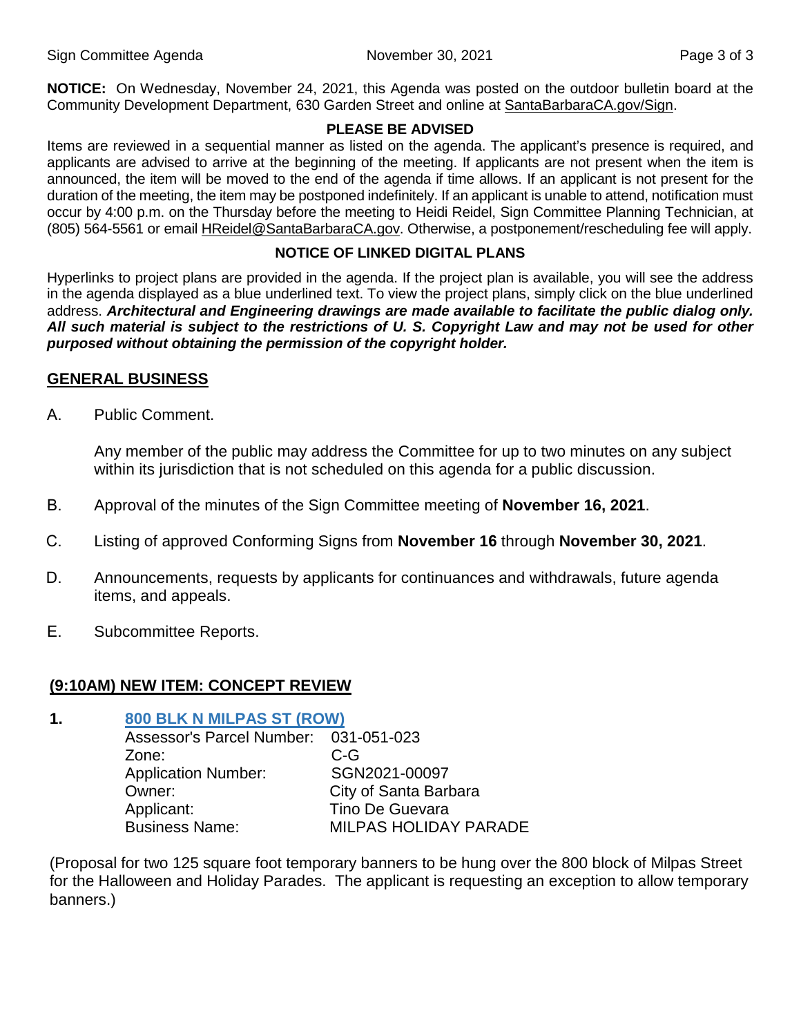**NOTICE:** On Wednesday, November 24, 2021, this Agenda was posted on the outdoor bulletin board at the Community Development Department, 630 Garden Street and online at SantaBarbaraCA.gov/Sign.

**PLEASE BE ADVISED**

Items are reviewed in a sequential manner as listed on the agenda. The applicant's presence is required, and applicants are advised to arrive at the beginning of the meeting. If applicants are not present when the item is announced, the item will be moved to the end of the agenda if time allows. If an applicant is not present for the duration of the meeting, the item may be postponed indefinitely. If an applicant is unable to attend, notification must occur by 4:00 p.m. on the Thursday before the meeting to Heidi Reidel, Sign Committee Planning Technician, at (805) 564-5561 or email HReidel@SantaBarbaraCA.gov. Otherwise, a postponement/rescheduling fee will apply.

**NOTICE OF LINKED DIGITAL PLANS**

Hyperlinks to project plans are provided in the agenda. If the project plan is available, you will see the address in the agenda displayed as a blue underlined text. To view the project plans, simply click on the blue underlined address. ***Architectural and Engineering drawings are made available to facilitate the public dialog only. All such material is subject to the restrictions of U. S. Copyright Law and may not be used for other purposed without obtaining the permission of the copyright holder.***

## GENERAL BUSINESS

A. Public Comment.

Any member of the public may address the Committee for up to two minutes on any subject within its jurisdiction that is not scheduled on this agenda for a public discussion.

B. Approval of the minutes of the Sign Committee meeting of **November 16, 2021**.

C. Listing of approved Conforming Signs from **November 16** through **November 30, 2021**.

D. Announcements, requests by applicants for continuances and withdrawals, future agenda items, and appeals.

E. Subcommittee Reports.

## (9:10AM) NEW ITEM: CONCEPT REVIEW

**1. 800 BLK N MILPAS ST (ROW)**

| | |
|---|---|
| Assessor's Parcel Number: | 031-051-023 |
| Zone: | C-G |
| Application Number: | SGN2021-00097 |
| Owner: | City of Santa Barbara |
| Applicant: | Tino De Guevara |
| Business Name: | MILPAS HOLIDAY PARADE |

(Proposal for two 125 square foot temporary banners to be hung over the 800 block of Milpas Street for the Halloween and Holiday Parades. The applicant is requesting an exception to allow temporary banners.)